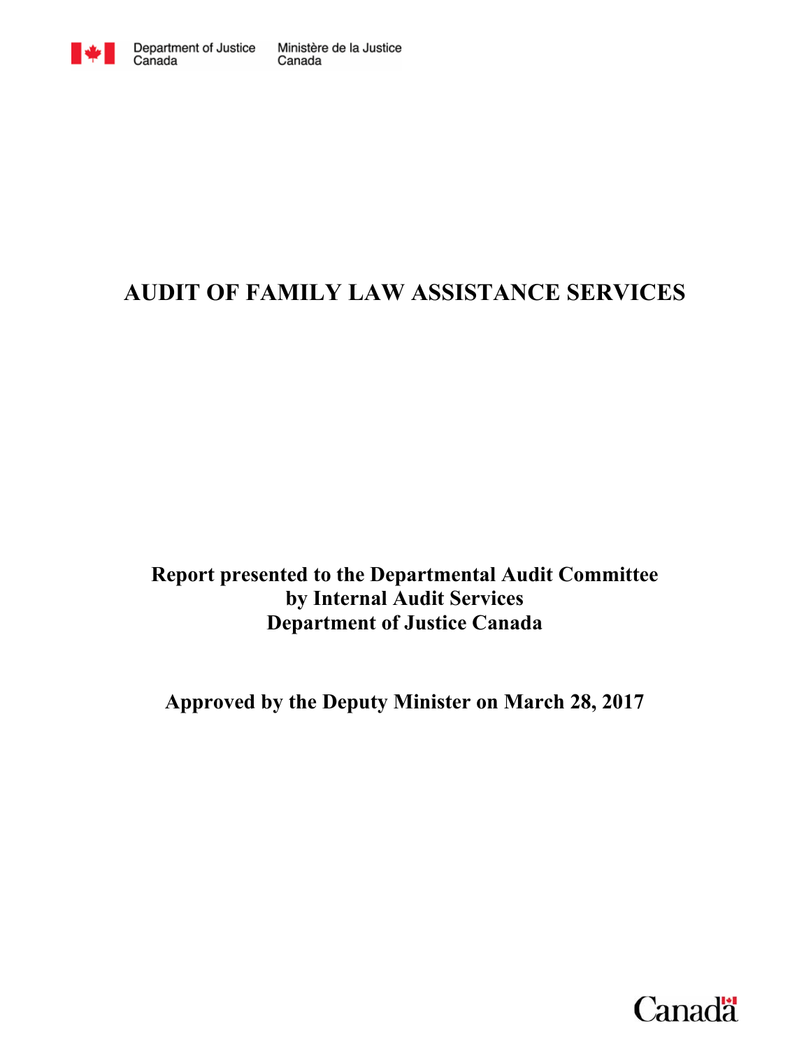Department of Justice Canada | Ministère de la Justice Canada

# AUDIT OF FAMILY LAW ASSISTANCE SERVICES

**Report presented to the Departmental Audit Committee**
**by Internal Audit Services**
**Department of Justice Canada**

**Approved by the Deputy Minister on March 28, 2017**

Canada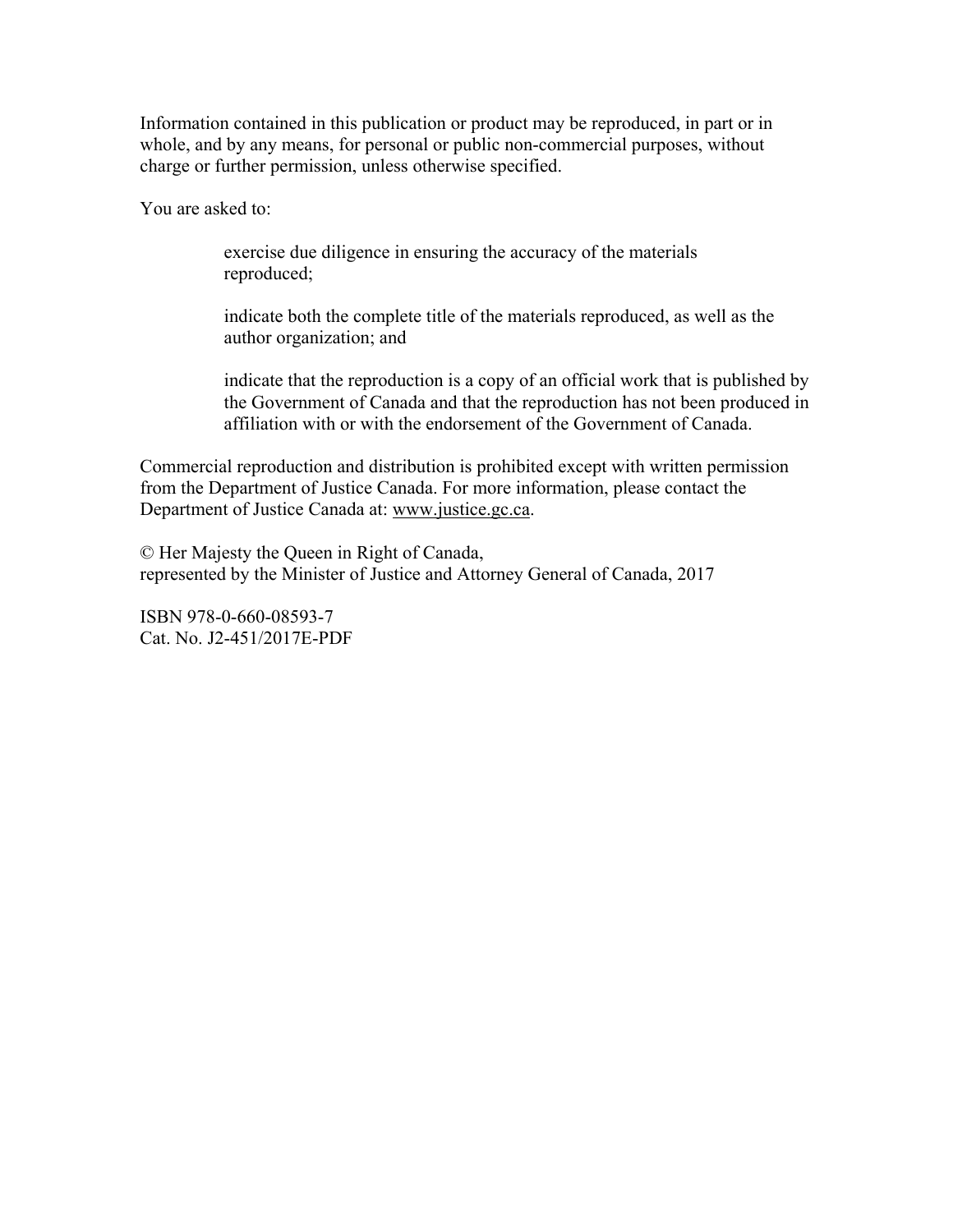Information contained in this publication or product may be reproduced, in part or in whole, and by any means, for personal or public non-commercial purposes, without charge or further permission, unless otherwise specified.

You are asked to:

> exercise due diligence in ensuring the accuracy of the materials reproduced;
>
> indicate both the complete title of the materials reproduced, as well as the author organization; and
>
> indicate that the reproduction is a copy of an official work that is published by the Government of Canada and that the reproduction has not been produced in affiliation with or with the endorsement of the Government of Canada.

Commercial reproduction and distribution is prohibited except with written permission from the Department of Justice Canada. For more information, please contact the Department of Justice Canada at: www.justice.gc.ca.

© Her Majesty the Queen in Right of Canada,
represented by the Minister of Justice and Attorney General of Canada, 2017

ISBN 978-0-660-08593-7
Cat. No. J2-451/2017E-PDF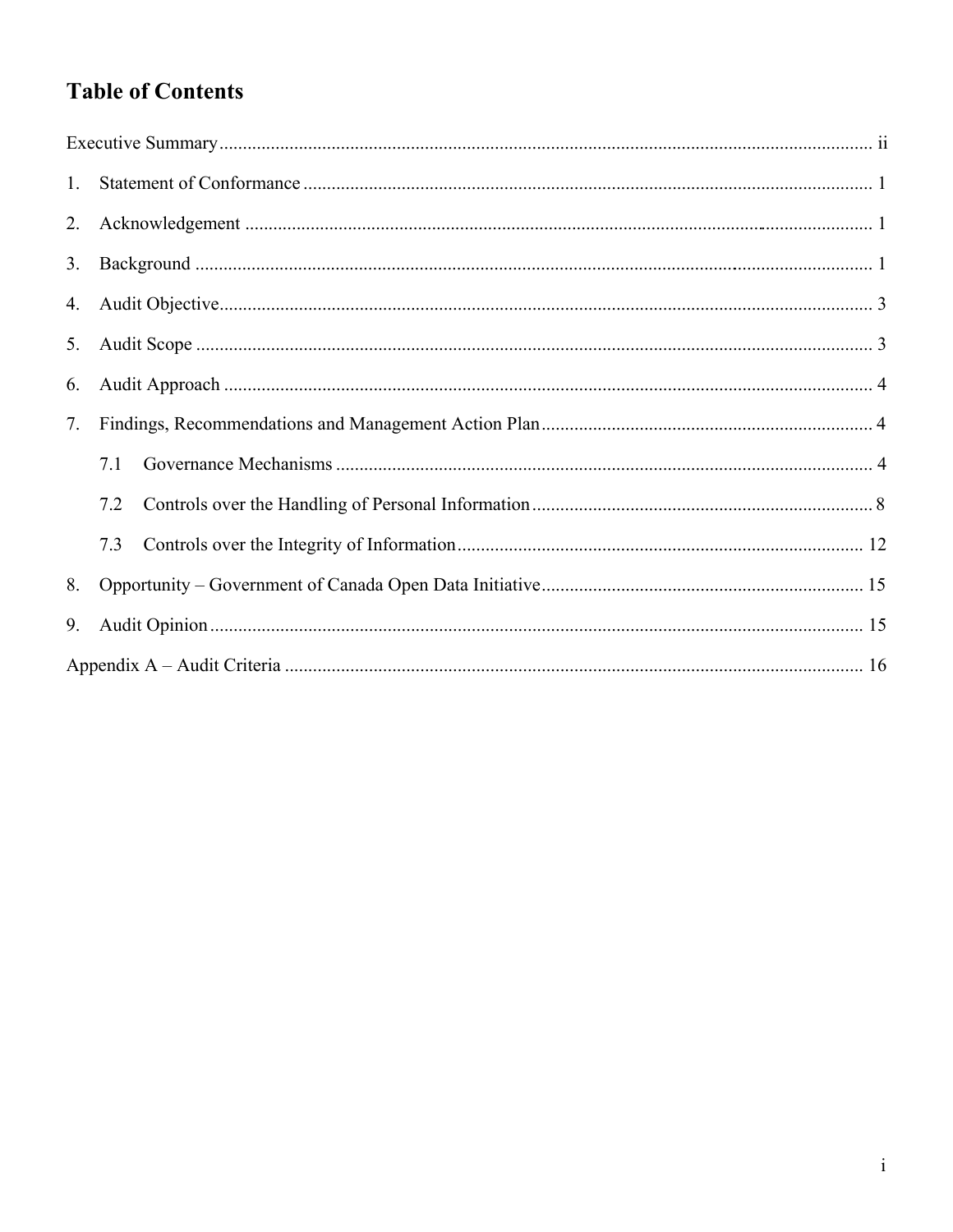# Table of Contents

Executive Summary ........................................................................................................................ ii

1. Statement of Conformance ........................................................................................................ 1
2. Acknowledgement ..................................................................................................................... 1
3. Background ............................................................................................................................... 1
4. Audit Objective .......................................................................................................................... 3
5. Audit Scope ............................................................................................................................... 3
6. Audit Approach ......................................................................................................................... 4
7. Findings, Recommendations and Management Action Plan ...................................................... 4
    - 7.1 Governance Mechanisms .................................................................................................. 4
    - 7.2 Controls over the Handling of Personal Information ........................................................ 8
    - 7.3 Controls over the Integrity of Information ...................................................................... 12
8. Opportunity – Government of Canada Open Data Initiative .................................................... 15
9. Audit Opinion .......................................................................................................................... 15

Appendix A – Audit Criteria .......................................................................................................... 16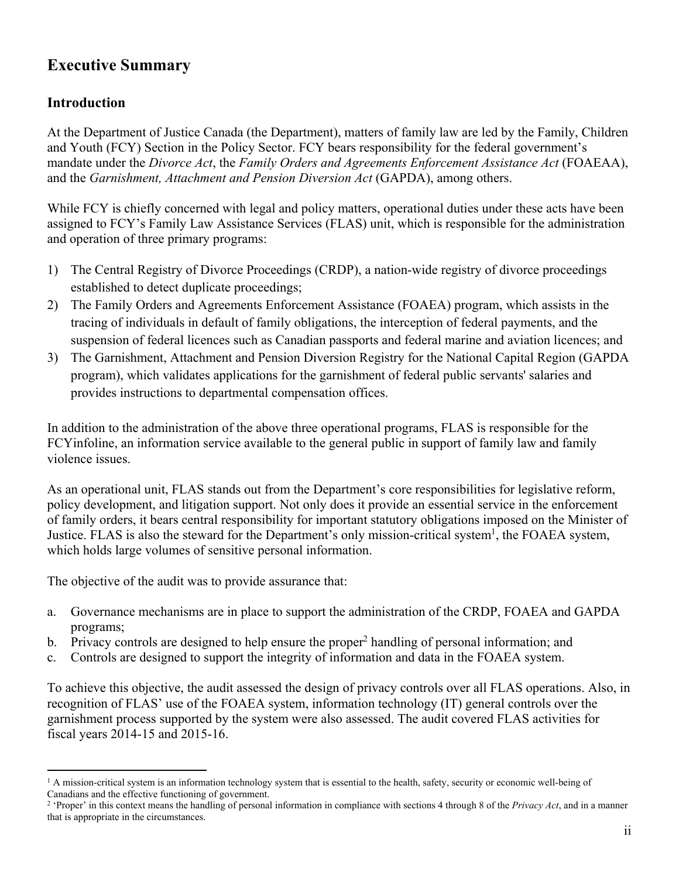# Executive Summary

## Introduction

At the Department of Justice Canada (the Department), matters of family law are led by the Family, Children and Youth (FCY) Section in the Policy Sector. FCY bears responsibility for the federal government's mandate under the *Divorce Act*, the *Family Orders and Agreements Enforcement Assistance Act* (FOAEAA), and the *Garnishment, Attachment and Pension Diversion Act* (GAPDA), among others.

While FCY is chiefly concerned with legal and policy matters, operational duties under these acts have been assigned to FCY's Family Law Assistance Services (FLAS) unit, which is responsible for the administration and operation of three primary programs:

1) The Central Registry of Divorce Proceedings (CRDP), a nation-wide registry of divorce proceedings established to detect duplicate proceedings;
2) The Family Orders and Agreements Enforcement Assistance (FOAEA) program, which assists in the tracing of individuals in default of family obligations, the interception of federal payments, and the suspension of federal licences such as Canadian passports and federal marine and aviation licences; and
3) The Garnishment, Attachment and Pension Diversion Registry for the National Capital Region (GAPDA program), which validates applications for the garnishment of federal public servants' salaries and provides instructions to departmental compensation offices.

In addition to the administration of the above three operational programs, FLAS is responsible for the FCYinfoline, an information service available to the general public in support of family law and family violence issues.

As an operational unit, FLAS stands out from the Department's core responsibilities for legislative reform, policy development, and litigation support. Not only does it provide an essential service in the enforcement of family orders, it bears central responsibility for important statutory obligations imposed on the Minister of Justice. FLAS is also the steward for the Department's only mission-critical system[1], the FOAEA system, which holds large volumes of sensitive personal information.

The objective of the audit was to provide assurance that:

a. Governance mechanisms are in place to support the administration of the CRDP, FOAEA and GAPDA programs;
b. Privacy controls are designed to help ensure the proper[2] handling of personal information; and
c. Controls are designed to support the integrity of information and data in the FOAEA system.

To achieve this objective, the audit assessed the design of privacy controls over all FLAS operations. Also, in recognition of FLAS' use of the FOAEA system, information technology (IT) general controls over the garnishment process supported by the system were also assessed. The audit covered FLAS activities for fiscal years 2014-15 and 2015-16.

---

[1] A mission-critical system is an information technology system that is essential to the health, safety, security or economic well-being of Canadians and the effective functioning of government.

[2] 'Proper' in this context means the handling of personal information in compliance with sections 4 through 8 of the *Privacy Act*, and in a manner that is appropriate in the circumstances.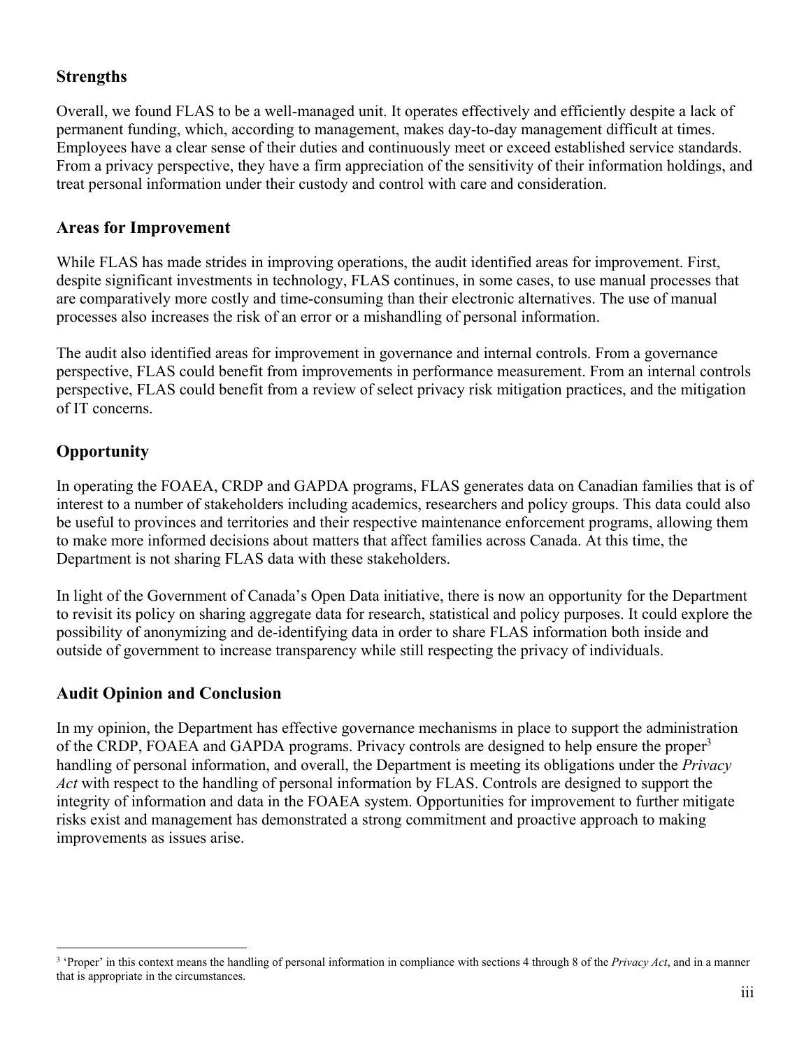## Strengths

Overall, we found FLAS to be a well-managed unit. It operates effectively and efficiently despite a lack of permanent funding, which, according to management, makes day-to-day management difficult at times. Employees have a clear sense of their duties and continuously meet or exceed established service standards. From a privacy perspective, they have a firm appreciation of the sensitivity of their information holdings, and treat personal information under their custody and control with care and consideration.

## Areas for Improvement

While FLAS has made strides in improving operations, the audit identified areas for improvement. First, despite significant investments in technology, FLAS continues, in some cases, to use manual processes that are comparatively more costly and time-consuming than their electronic alternatives. The use of manual processes also increases the risk of an error or a mishandling of personal information.

The audit also identified areas for improvement in governance and internal controls. From a governance perspective, FLAS could benefit from improvements in performance measurement. From an internal controls perspective, FLAS could benefit from a review of select privacy risk mitigation practices, and the mitigation of IT concerns.

## Opportunity

In operating the FOAEA, CRDP and GAPDA programs, FLAS generates data on Canadian families that is of interest to a number of stakeholders including academics, researchers and policy groups. This data could also be useful to provinces and territories and their respective maintenance enforcement programs, allowing them to make more informed decisions about matters that affect families across Canada. At this time, the Department is not sharing FLAS data with these stakeholders.

In light of the Government of Canada's Open Data initiative, there is now an opportunity for the Department to revisit its policy on sharing aggregate data for research, statistical and policy purposes. It could explore the possibility of anonymizing and de-identifying data in order to share FLAS information both inside and outside of government to increase transparency while still respecting the privacy of individuals.

## Audit Opinion and Conclusion

In my opinion, the Department has effective governance mechanisms in place to support the administration of the CRDP, FOAEA and GAPDA programs. Privacy controls are designed to help ensure the proper[3] handling of personal information, and overall, the Department is meeting its obligations under the *Privacy Act* with respect to the handling of personal information by FLAS. Controls are designed to support the integrity of information and data in the FOAEA system. Opportunities for improvement to further mitigate risks exist and management has demonstrated a strong commitment and proactive approach to making improvements as issues arise.

---

[3] 'Proper' in this context means the handling of personal information in compliance with sections 4 through 8 of the *Privacy Act*, and in a manner that is appropriate in the circumstances.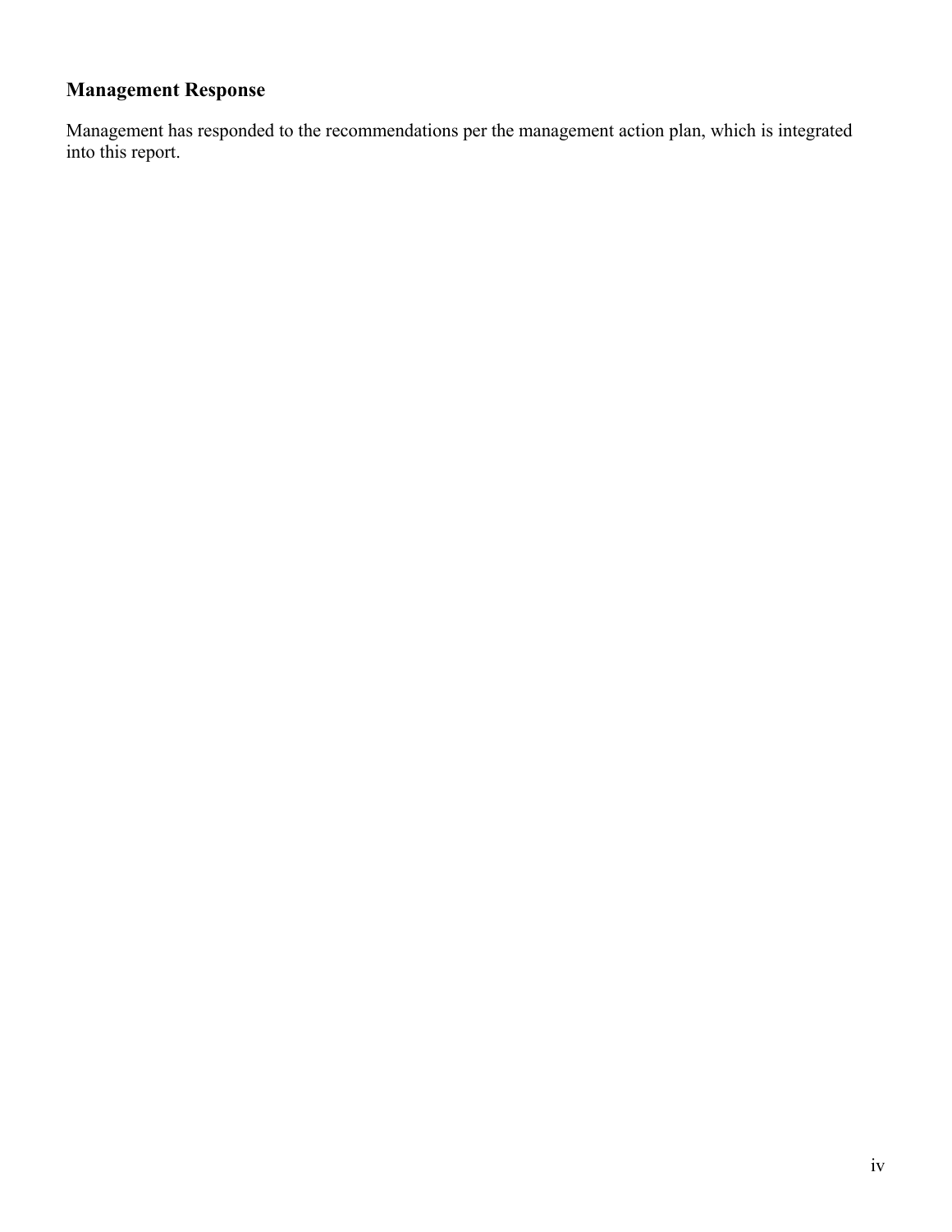## Management Response

Management has responded to the recommendations per the management action plan, which is integrated into this report.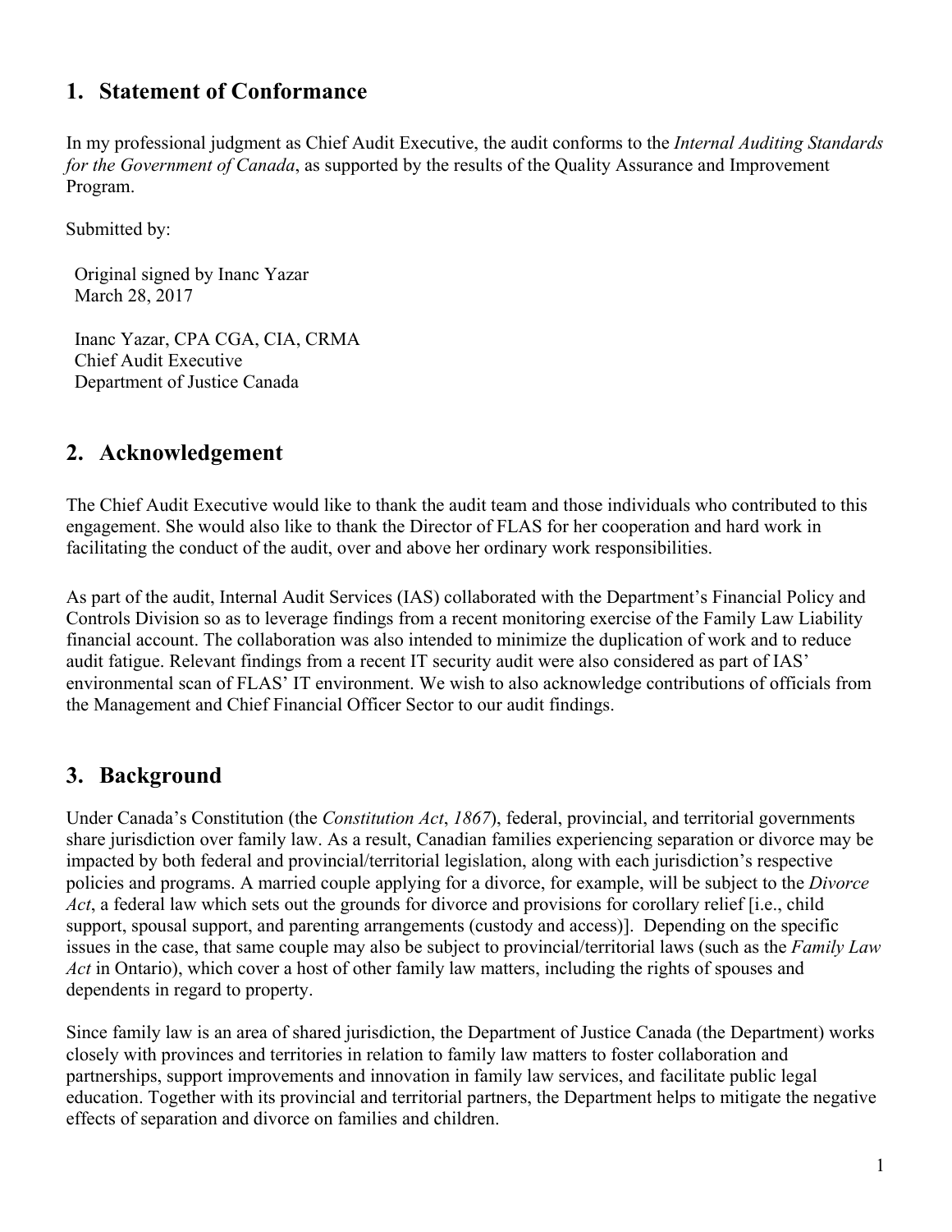## 1. Statement of Conformance

In my professional judgment as Chief Audit Executive, the audit conforms to the *Internal Auditing Standards for the Government of Canada*, as supported by the results of the Quality Assurance and Improvement Program.

Submitted by:

Original signed by Inanc Yazar  
March 28, 2017

Inanc Yazar, CPA CGA, CIA, CRMA  
Chief Audit Executive  
Department of Justice Canada

## 2. Acknowledgement

The Chief Audit Executive would like to thank the audit team and those individuals who contributed to this engagement. She would also like to thank the Director of FLAS for her cooperation and hard work in facilitating the conduct of the audit, over and above her ordinary work responsibilities.

As part of the audit, Internal Audit Services (IAS) collaborated with the Department's Financial Policy and Controls Division so as to leverage findings from a recent monitoring exercise of the Family Law Liability financial account. The collaboration was also intended to minimize the duplication of work and to reduce audit fatigue. Relevant findings from a recent IT security audit were also considered as part of IAS' environmental scan of FLAS' IT environment. We wish to also acknowledge contributions of officials from the Management and Chief Financial Officer Sector to our audit findings.

## 3. Background

Under Canada's Constitution (the *Constitution Act*, *1867*), federal, provincial, and territorial governments share jurisdiction over family law. As a result, Canadian families experiencing separation or divorce may be impacted by both federal and provincial/territorial legislation, along with each jurisdiction's respective policies and programs. A married couple applying for a divorce, for example, will be subject to the *Divorce Act*, a federal law which sets out the grounds for divorce and provisions for corollary relief [i.e., child support, spousal support, and parenting arrangements (custody and access)]. Depending on the specific issues in the case, that same couple may also be subject to provincial/territorial laws (such as the *Family Law Act* in Ontario), which cover a host of other family law matters, including the rights of spouses and dependents in regard to property.

Since family law is an area of shared jurisdiction, the Department of Justice Canada (the Department) works closely with provinces and territories in relation to family law matters to foster collaboration and partnerships, support improvements and innovation in family law services, and facilitate public legal education. Together with its provincial and territorial partners, the Department helps to mitigate the negative effects of separation and divorce on families and children.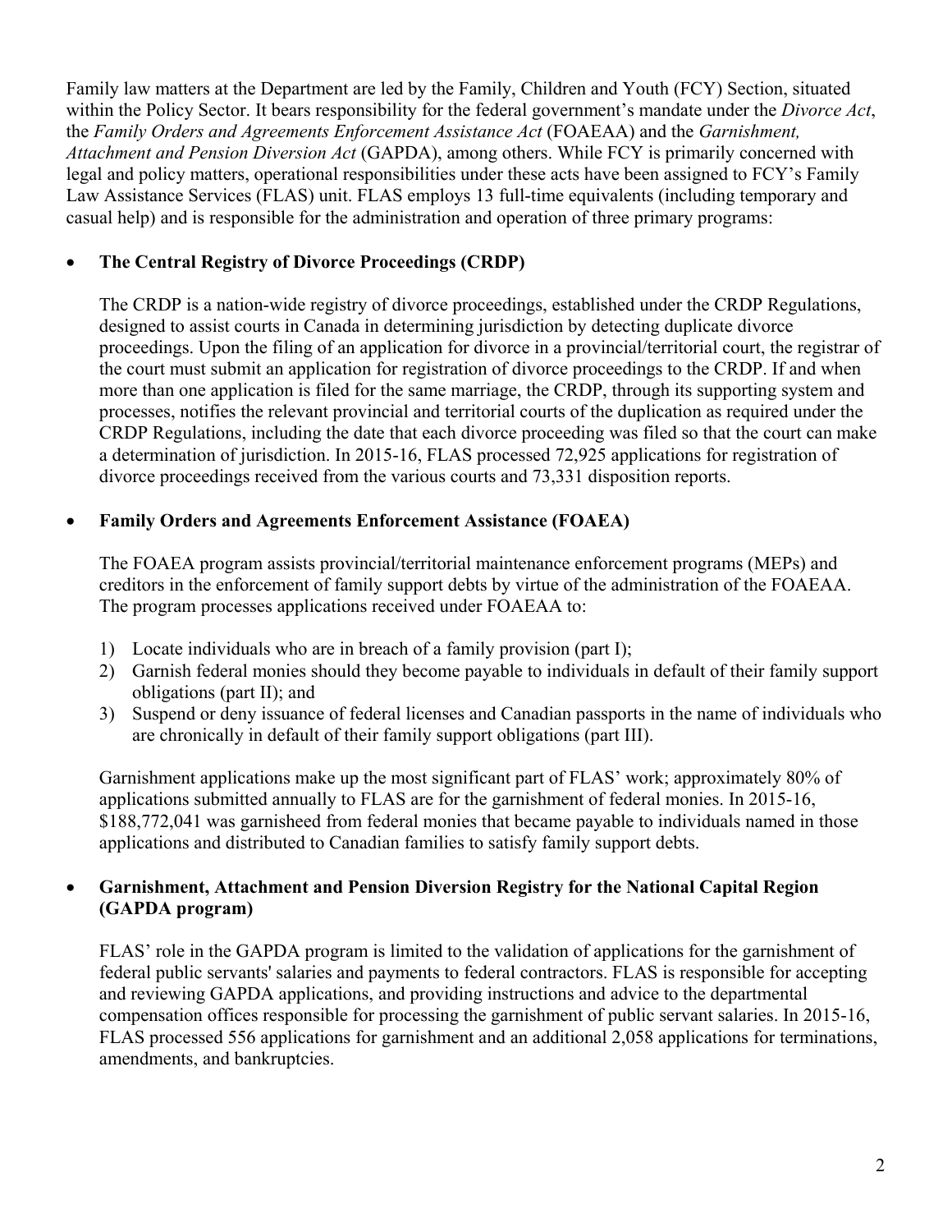Family law matters at the Department are led by the Family, Children and Youth (FCY) Section, situated within the Policy Sector. It bears responsibility for the federal government's mandate under the *Divorce Act*, the *Family Orders and Agreements Enforcement Assistance Act* (FOAEAA) and the *Garnishment, Attachment and Pension Diversion Act* (GAPDA), among others. While FCY is primarily concerned with legal and policy matters, operational responsibilities under these acts have been assigned to FCY's Family Law Assistance Services (FLAS) unit. FLAS employs 13 full-time equivalents (including temporary and casual help) and is responsible for the administration and operation of three primary programs:

- **The Central Registry of Divorce Proceedings (CRDP)**

  The CRDP is a nation-wide registry of divorce proceedings, established under the CRDP Regulations, designed to assist courts in Canada in determining jurisdiction by detecting duplicate divorce proceedings. Upon the filing of an application for divorce in a provincial/territorial court, the registrar of the court must submit an application for registration of divorce proceedings to the CRDP. If and when more than one application is filed for the same marriage, the CRDP, through its supporting system and processes, notifies the relevant provincial and territorial courts of the duplication as required under the CRDP Regulations, including the date that each divorce proceeding was filed so that the court can make a determination of jurisdiction. In 2015-16, FLAS processed 72,925 applications for registration of divorce proceedings received from the various courts and 73,331 disposition reports.

- **Family Orders and Agreements Enforcement Assistance (FOAEA)**

  The FOAEA program assists provincial/territorial maintenance enforcement programs (MEPs) and creditors in the enforcement of family support debts by virtue of the administration of the FOAEAA. The program processes applications received under FOAEAA to:

  1) Locate individuals who are in breach of a family provision (part I);
  2) Garnish federal monies should they become payable to individuals in default of their family support obligations (part II); and
  3) Suspend or deny issuance of federal licenses and Canadian passports in the name of individuals who are chronically in default of their family support obligations (part III).

  Garnishment applications make up the most significant part of FLAS' work; approximately 80% of applications submitted annually to FLAS are for the garnishment of federal monies. In 2015-16, $188,772,041 was garnisheed from federal monies that became payable to individuals named in those applications and distributed to Canadian families to satisfy family support debts.

- **Garnishment, Attachment and Pension Diversion Registry for the National Capital Region (GAPDA program)**

  FLAS' role in the GAPDA program is limited to the validation of applications for the garnishment of federal public servants' salaries and payments to federal contractors. FLAS is responsible for accepting and reviewing GAPDA applications, and providing instructions and advice to the departmental compensation offices responsible for processing the garnishment of public servant salaries. In 2015-16, FLAS processed 556 applications for garnishment and an additional 2,058 applications for terminations, amendments, and bankruptcies.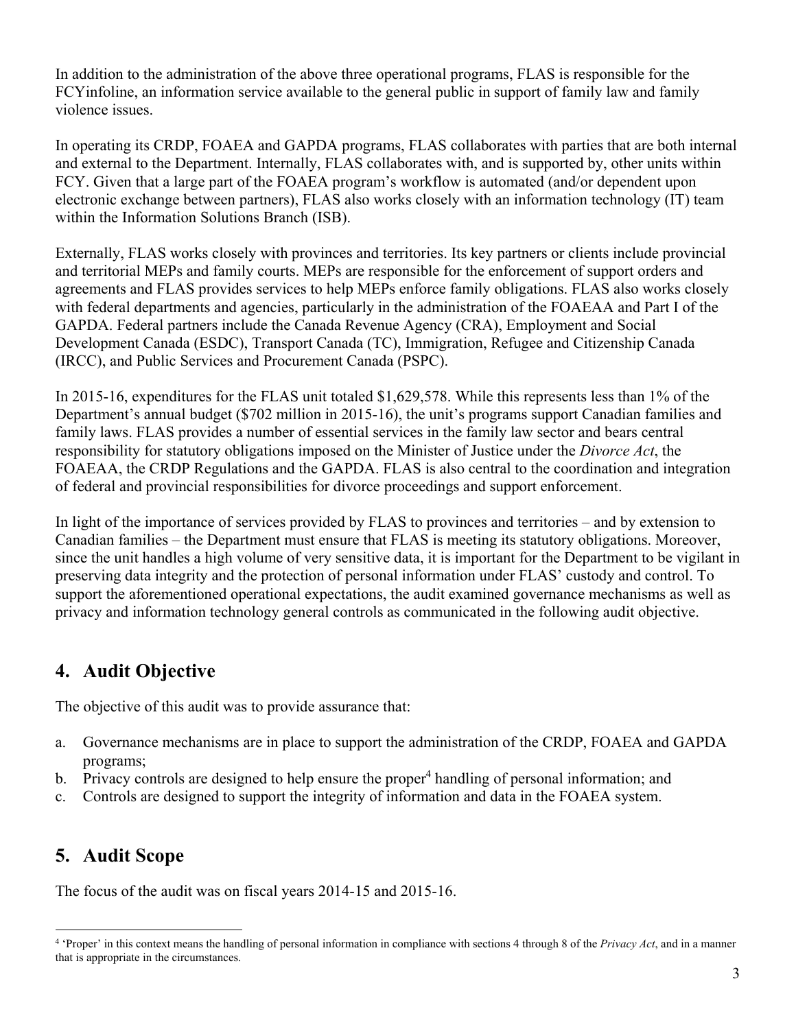In addition to the administration of the above three operational programs, FLAS is responsible for the FCYinfoline, an information service available to the general public in support of family law and family violence issues.

In operating its CRDP, FOAEA and GAPDA programs, FLAS collaborates with parties that are both internal and external to the Department. Internally, FLAS collaborates with, and is supported by, other units within FCY. Given that a large part of the FOAEA program's workflow is automated (and/or dependent upon electronic exchange between partners), FLAS also works closely with an information technology (IT) team within the Information Solutions Branch (ISB).

Externally, FLAS works closely with provinces and territories. Its key partners or clients include provincial and territorial MEPs and family courts. MEPs are responsible for the enforcement of support orders and agreements and FLAS provides services to help MEPs enforce family obligations. FLAS also works closely with federal departments and agencies, particularly in the administration of the FOAEAA and Part I of the GAPDA. Federal partners include the Canada Revenue Agency (CRA), Employment and Social Development Canada (ESDC), Transport Canada (TC), Immigration, Refugee and Citizenship Canada (IRCC), and Public Services and Procurement Canada (PSPC).

In 2015-16, expenditures for the FLAS unit totaled $1,629,578. While this represents less than 1% of the Department's annual budget ($702 million in 2015-16), the unit's programs support Canadian families and family laws. FLAS provides a number of essential services in the family law sector and bears central responsibility for statutory obligations imposed on the Minister of Justice under the *Divorce Act*, the FOAEAA, the CRDP Regulations and the GAPDA. FLAS is also central to the coordination and integration of federal and provincial responsibilities for divorce proceedings and support enforcement.

In light of the importance of services provided by FLAS to provinces and territories – and by extension to Canadian families – the Department must ensure that FLAS is meeting its statutory obligations. Moreover, since the unit handles a high volume of very sensitive data, it is important for the Department to be vigilant in preserving data integrity and the protection of personal information under FLAS' custody and control. To support the aforementioned operational expectations, the audit examined governance mechanisms as well as privacy and information technology general controls as communicated in the following audit objective.

## 4. Audit Objective

The objective of this audit was to provide assurance that:

a. Governance mechanisms are in place to support the administration of the CRDP, FOAEA and GAPDA programs;
b. Privacy controls are designed to help ensure the proper[4] handling of personal information; and
c. Controls are designed to support the integrity of information and data in the FOAEA system.

## 5. Audit Scope

The focus of the audit was on fiscal years 2014-15 and 2015-16.

---

[4] 'Proper' in this context means the handling of personal information in compliance with sections 4 through 8 of the *Privacy Act*, and in a manner that is appropriate in the circumstances.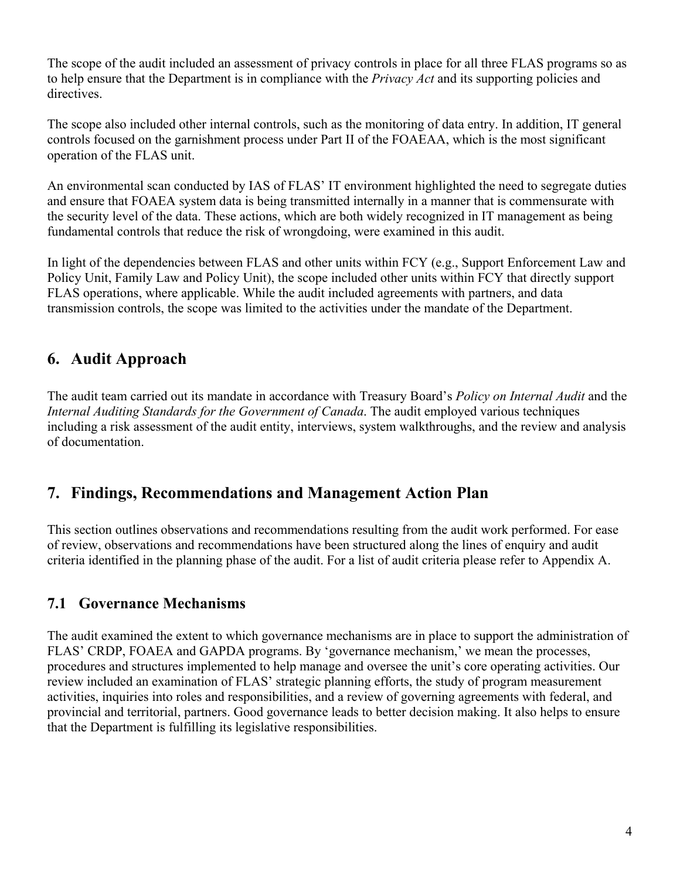The scope of the audit included an assessment of privacy controls in place for all three FLAS programs so as to help ensure that the Department is in compliance with the *Privacy Act* and its supporting policies and directives.

The scope also included other internal controls, such as the monitoring of data entry. In addition, IT general controls focused on the garnishment process under Part II of the FOAEAA, which is the most significant operation of the FLAS unit.

An environmental scan conducted by IAS of FLAS' IT environment highlighted the need to segregate duties and ensure that FOAEA system data is being transmitted internally in a manner that is commensurate with the security level of the data. These actions, which are both widely recognized in IT management as being fundamental controls that reduce the risk of wrongdoing, were examined in this audit.

In light of the dependencies between FLAS and other units within FCY (e.g., Support Enforcement Law and Policy Unit, Family Law and Policy Unit), the scope included other units within FCY that directly support FLAS operations, where applicable. While the audit included agreements with partners, and data transmission controls, the scope was limited to the activities under the mandate of the Department.

## 6. Audit Approach

The audit team carried out its mandate in accordance with Treasury Board's *Policy on Internal Audit* and the *Internal Auditing Standards for the Government of Canada*. The audit employed various techniques including a risk assessment of the audit entity, interviews, system walkthroughs, and the review and analysis of documentation.

## 7. Findings, Recommendations and Management Action Plan

This section outlines observations and recommendations resulting from the audit work performed. For ease of review, observations and recommendations have been structured along the lines of enquiry and audit criteria identified in the planning phase of the audit. For a list of audit criteria please refer to Appendix A.

### 7.1 Governance Mechanisms

The audit examined the extent to which governance mechanisms are in place to support the administration of FLAS' CRDP, FOAEA and GAPDA programs. By 'governance mechanism,' we mean the processes, procedures and structures implemented to help manage and oversee the unit's core operating activities. Our review included an examination of FLAS' strategic planning efforts, the study of program measurement activities, inquiries into roles and responsibilities, and a review of governing agreements with federal, and provincial and territorial, partners. Good governance leads to better decision making. It also helps to ensure that the Department is fulfilling its legislative responsibilities.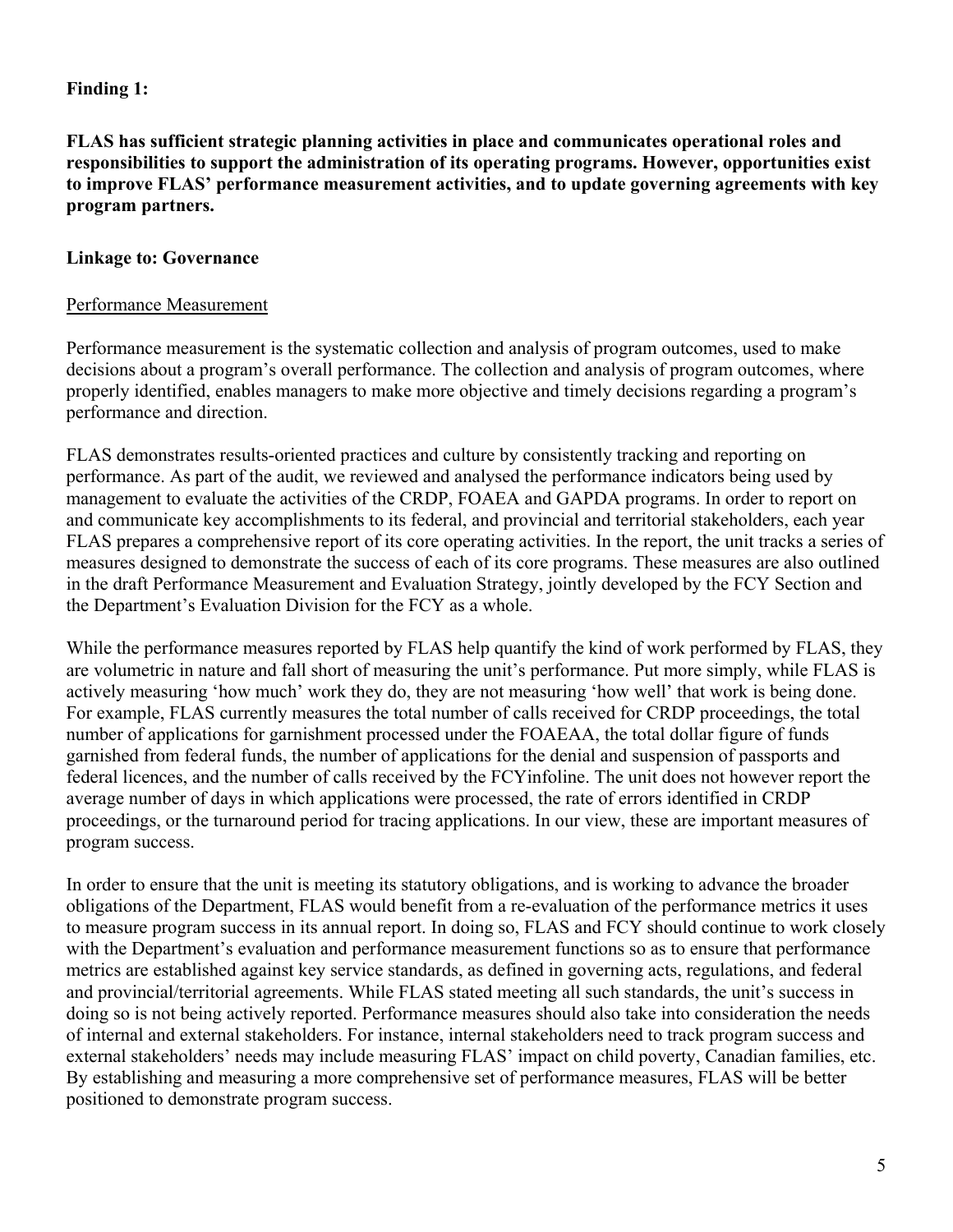**Finding 1:**

**FLAS has sufficient strategic planning activities in place and communicates operational roles and responsibilities to support the administration of its operating programs. However, opportunities exist to improve FLAS' performance measurement activities, and to update governing agreements with key program partners.**

**Linkage to: Governance**

<u>Performance Measurement</u>

Performance measurement is the systematic collection and analysis of program outcomes, used to make decisions about a program's overall performance. The collection and analysis of program outcomes, where properly identified, enables managers to make more objective and timely decisions regarding a program's performance and direction.

FLAS demonstrates results-oriented practices and culture by consistently tracking and reporting on performance. As part of the audit, we reviewed and analysed the performance indicators being used by management to evaluate the activities of the CRDP, FOAEA and GAPDA programs. In order to report on and communicate key accomplishments to its federal, and provincial and territorial stakeholders, each year FLAS prepares a comprehensive report of its core operating activities. In the report, the unit tracks a series of measures designed to demonstrate the success of each of its core programs. These measures are also outlined in the draft Performance Measurement and Evaluation Strategy, jointly developed by the FCY Section and the Department's Evaluation Division for the FCY as a whole.

While the performance measures reported by FLAS help quantify the kind of work performed by FLAS, they are volumetric in nature and fall short of measuring the unit's performance. Put more simply, while FLAS is actively measuring 'how much' work they do, they are not measuring 'how well' that work is being done. For example, FLAS currently measures the total number of calls received for CRDP proceedings, the total number of applications for garnishment processed under the FOAEAA, the total dollar figure of funds garnished from federal funds, the number of applications for the denial and suspension of passports and federal licences, and the number of calls received by the FCYinfoline. The unit does not however report the average number of days in which applications were processed, the rate of errors identified in CRDP proceedings, or the turnaround period for tracing applications. In our view, these are important measures of program success.

In order to ensure that the unit is meeting its statutory obligations, and is working to advance the broader obligations of the Department, FLAS would benefit from a re-evaluation of the performance metrics it uses to measure program success in its annual report. In doing so, FLAS and FCY should continue to work closely with the Department's evaluation and performance measurement functions so as to ensure that performance metrics are established against key service standards, as defined in governing acts, regulations, and federal and provincial/territorial agreements. While FLAS stated meeting all such standards, the unit's success in doing so is not being actively reported. Performance measures should also take into consideration the needs of internal and external stakeholders. For instance, internal stakeholders need to track program success and external stakeholders' needs may include measuring FLAS' impact on child poverty, Canadian families, etc. By establishing and measuring a more comprehensive set of performance measures, FLAS will be better positioned to demonstrate program success.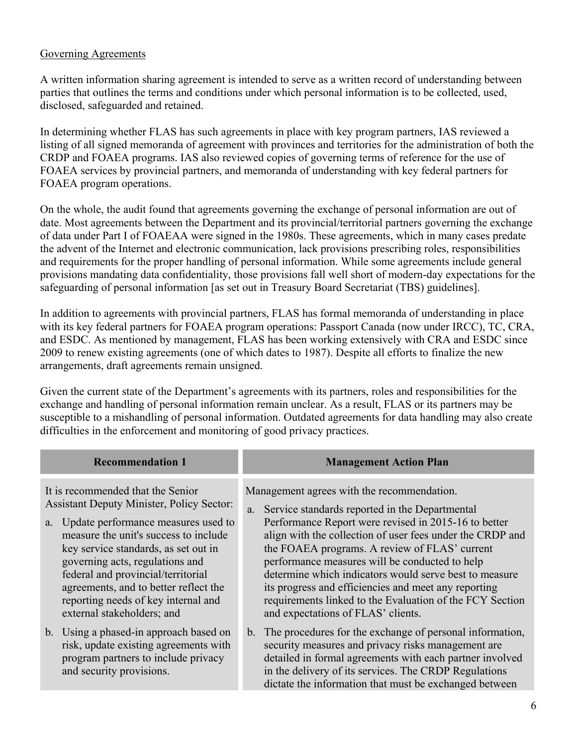Governing Agreements

A written information sharing agreement is intended to serve as a written record of understanding between parties that outlines the terms and conditions under which personal information is to be collected, used, disclosed, safeguarded and retained.

In determining whether FLAS has such agreements in place with key program partners, IAS reviewed a listing of all signed memoranda of agreement with provinces and territories for the administration of both the CRDP and FOAEA programs. IAS also reviewed copies of governing terms of reference for the use of FOAEA services by provincial partners, and memoranda of understanding with key federal partners for FOAEA program operations.

On the whole, the audit found that agreements governing the exchange of personal information are out of date. Most agreements between the Department and its provincial/territorial partners governing the exchange of data under Part I of FOAEAA were signed in the 1980s. These agreements, which in many cases predate the advent of the Internet and electronic communication, lack provisions prescribing roles, responsibilities and requirements for the proper handling of personal information. While some agreements include general provisions mandating data confidentiality, those provisions fall well short of modern-day expectations for the safeguarding of personal information [as set out in Treasury Board Secretariat (TBS) guidelines].

In addition to agreements with provincial partners, FLAS has formal memoranda of understanding in place with its key federal partners for FOAEA program operations: Passport Canada (now under IRCC), TC, CRA, and ESDC. As mentioned by management, FLAS has been working extensively with CRA and ESDC since 2009 to renew existing agreements (one of which dates to 1987). Despite all efforts to finalize the new arrangements, draft agreements remain unsigned.

Given the current state of the Department's agreements with its partners, roles and responsibilities for the exchange and handling of personal information remain unclear. As a result, FLAS or its partners may be susceptible to a mishandling of personal information. Outdated agreements for data handling may also create difficulties in the enforcement and monitoring of good privacy practices.

| Recommendation 1 | Management Action Plan |
| --- | --- |
| It is recommended that the Senior Assistant Deputy Minister, Policy Sector:<br><br>a. Update performance measures used to measure the unit's success to include key service standards, as set out in governing acts, regulations and federal and provincial/territorial agreements, and to better reflect the reporting needs of key internal and external stakeholders; and<br><br>b. Using a phased-in approach based on risk, update existing agreements with program partners to include privacy and security provisions. | Management agrees with the recommendation.<br><br>a. Service standards reported in the Departmental Performance Report were revised in 2015-16 to better align with the collection of user fees under the CRDP and the FOAEA programs. A review of FLAS' current performance measures will be conducted to help determine which indicators would serve best to measure its progress and efficiencies and meet any reporting requirements linked to the Evaluation of the FCY Section and expectations of FLAS' clients.<br><br>b. The procedures for the exchange of personal information, security measures and privacy risks management are detailed in formal agreements with each partner involved in the delivery of its services. The CRDP Regulations dictate the information that must be exchanged between |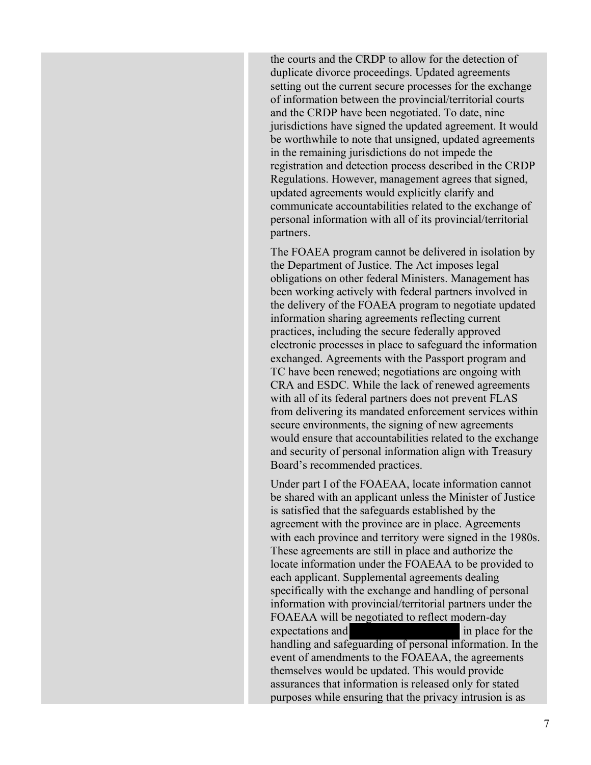the courts and the CRDP to allow for the detection of duplicate divorce proceedings. Updated agreements setting out the current secure processes for the exchange of information between the provincial/territorial courts and the CRDP have been negotiated. To date, nine jurisdictions have signed the updated agreement. It would be worthwhile to note that unsigned, updated agreements in the remaining jurisdictions do not impede the registration and detection process described in the CRDP Regulations. However, management agrees that signed, updated agreements would explicitly clarify and communicate accountabilities related to the exchange of personal information with all of its provincial/territorial partners.

The FOAEA program cannot be delivered in isolation by the Department of Justice. The Act imposes legal obligations on other federal Ministers. Management has been working actively with federal partners involved in the delivery of the FOAEA program to negotiate updated information sharing agreements reflecting current practices, including the secure federally approved electronic processes in place to safeguard the information exchanged. Agreements with the Passport program and TC have been renewed; negotiations are ongoing with CRA and ESDC. While the lack of renewed agreements with all of its federal partners does not prevent FLAS from delivering its mandated enforcement services within secure environments, the signing of new agreements would ensure that accountabilities related to the exchange and security of personal information align with Treasury Board's recommended practices.

Under part I of the FOAEAA, locate information cannot be shared with an applicant unless the Minister of Justice is satisfied that the safeguards established by the agreement with the province are in place. Agreements with each province and territory were signed in the 1980s. These agreements are still in place and authorize the locate information under the FOAEAA to be provided to each applicant. Supplemental agreements dealing specifically with the exchange and handling of personal information with provincial/territorial partners under the FOAEAA will be negotiated to reflect modern-day expectations and [REDACTED] in place for the handling and safeguarding of personal information. In the event of amendments to the FOAEAA, the agreements themselves would be updated. This would provide assurances that information is released only for stated purposes while ensuring that the privacy intrusion is as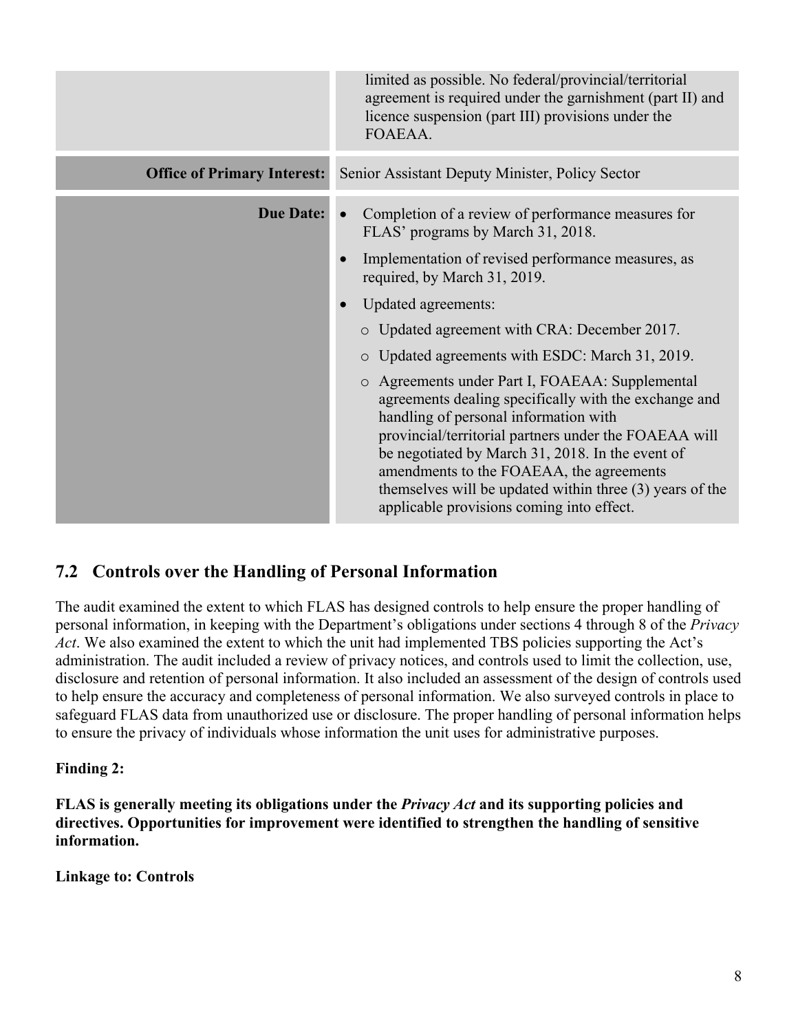| | |
|---|---|
| | limited as possible. No federal/provincial/territorial agreement is required under the garnishment (part II) and licence suspension (part III) provisions under the FOAEAA. |
| **Office of Primary Interest:** | Senior Assistant Deputy Minister, Policy Sector |
| **Due Date:** | • Completion of a review of performance measures for FLAS' programs by March 31, 2018.<br>• Implementation of revised performance measures, as required, by March 31, 2019.<br>• Updated agreements:<br>○ Updated agreement with CRA: December 2017.<br>○ Updated agreements with ESDC: March 31, 2019.<br>○ Agreements under Part I, FOAEAA: Supplemental agreements dealing specifically with the exchange and handling of personal information with provincial/territorial partners under the FOAEAA will be negotiated by March 31, 2018. In the event of amendments to the FOAEAA, the agreements themselves will be updated within three (3) years of the applicable provisions coming into effect. |

## 7.2 Controls over the Handling of Personal Information

The audit examined the extent to which FLAS has designed controls to help ensure the proper handling of personal information, in keeping with the Department's obligations under sections 4 through 8 of the *Privacy Act*. We also examined the extent to which the unit had implemented TBS policies supporting the Act's administration. The audit included a review of privacy notices, and controls used to limit the collection, use, disclosure and retention of personal information. It also included an assessment of the design of controls used to help ensure the accuracy and completeness of personal information. We also surveyed controls in place to safeguard FLAS data from unauthorized use or disclosure. The proper handling of personal information helps to ensure the privacy of individuals whose information the unit uses for administrative purposes.

**Finding 2:**

**FLAS is generally meeting its obligations under the *Privacy Act* and its supporting policies and directives. Opportunities for improvement were identified to strengthen the handling of sensitive information.**

**Linkage to: Controls**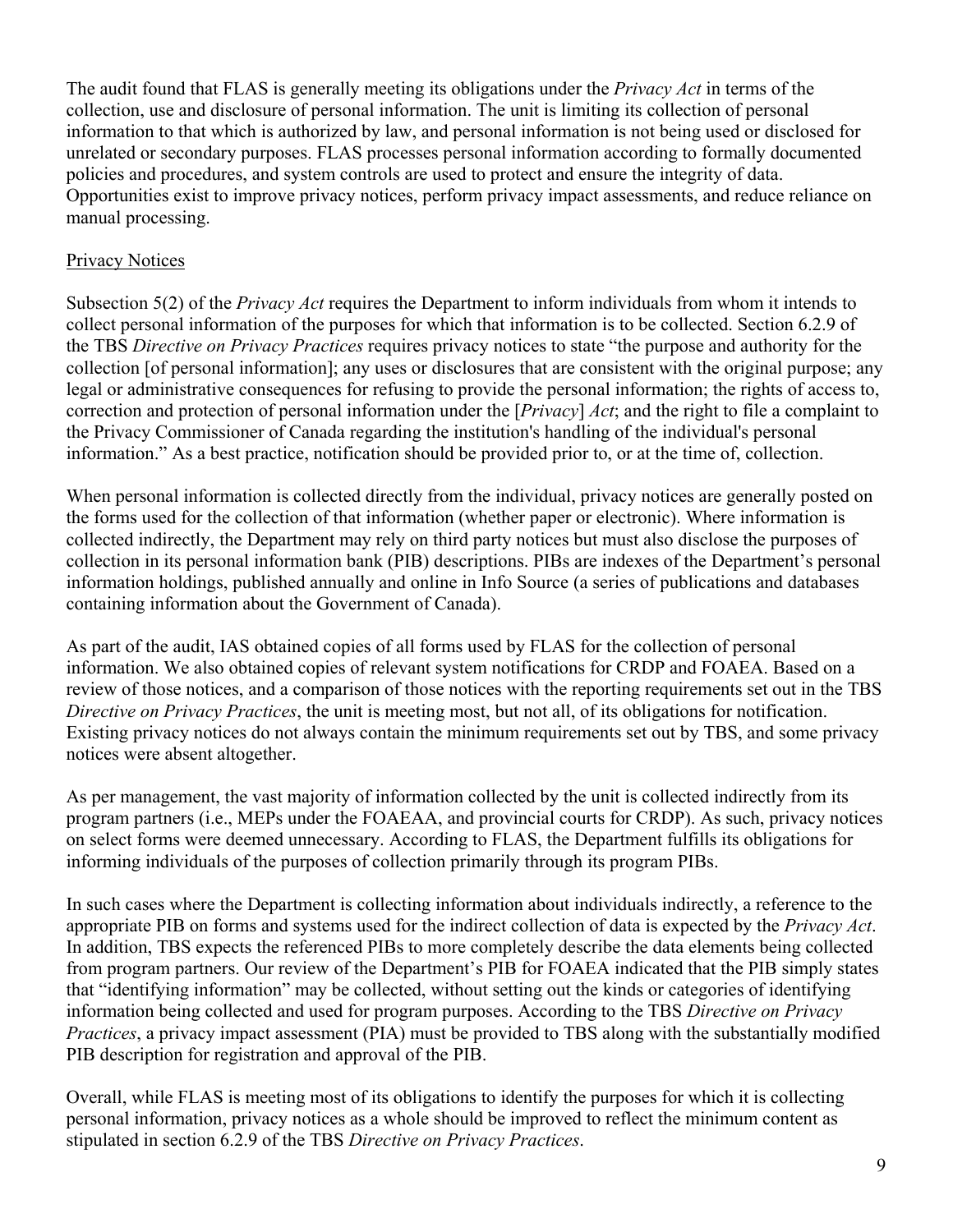The audit found that FLAS is generally meeting its obligations under the *Privacy Act* in terms of the collection, use and disclosure of personal information. The unit is limiting its collection of personal information to that which is authorized by law, and personal information is not being used or disclosed for unrelated or secondary purposes. FLAS processes personal information according to formally documented policies and procedures, and system controls are used to protect and ensure the integrity of data. Opportunities exist to improve privacy notices, perform privacy impact assessments, and reduce reliance on manual processing.

### Privacy Notices

Subsection 5(2) of the *Privacy Act* requires the Department to inform individuals from whom it intends to collect personal information of the purposes for which that information is to be collected. Section 6.2.9 of the TBS *Directive on Privacy Practices* requires privacy notices to state "the purpose and authority for the collection [of personal information]; any uses or disclosures that are consistent with the original purpose; any legal or administrative consequences for refusing to provide the personal information; the rights of access to, correction and protection of personal information under the [*Privacy*] *Act*; and the right to file a complaint to the Privacy Commissioner of Canada regarding the institution's handling of the individual's personal information." As a best practice, notification should be provided prior to, or at the time of, collection.

When personal information is collected directly from the individual, privacy notices are generally posted on the forms used for the collection of that information (whether paper or electronic). Where information is collected indirectly, the Department may rely on third party notices but must also disclose the purposes of collection in its personal information bank (PIB) descriptions. PIBs are indexes of the Department's personal information holdings, published annually and online in Info Source (a series of publications and databases containing information about the Government of Canada).

As part of the audit, IAS obtained copies of all forms used by FLAS for the collection of personal information. We also obtained copies of relevant system notifications for CRDP and FOAEA. Based on a review of those notices, and a comparison of those notices with the reporting requirements set out in the TBS *Directive on Privacy Practices*, the unit is meeting most, but not all, of its obligations for notification. Existing privacy notices do not always contain the minimum requirements set out by TBS, and some privacy notices were absent altogether.

As per management, the vast majority of information collected by the unit is collected indirectly from its program partners (i.e., MEPs under the FOAEAA, and provincial courts for CRDP). As such, privacy notices on select forms were deemed unnecessary. According to FLAS, the Department fulfills its obligations for informing individuals of the purposes of collection primarily through its program PIBs.

In such cases where the Department is collecting information about individuals indirectly, a reference to the appropriate PIB on forms and systems used for the indirect collection of data is expected by the *Privacy Act*. In addition, TBS expects the referenced PIBs to more completely describe the data elements being collected from program partners. Our review of the Department's PIB for FOAEA indicated that the PIB simply states that "identifying information" may be collected, without setting out the kinds or categories of identifying information being collected and used for program purposes. According to the TBS *Directive on Privacy Practices*, a privacy impact assessment (PIA) must be provided to TBS along with the substantially modified PIB description for registration and approval of the PIB.

Overall, while FLAS is meeting most of its obligations to identify the purposes for which it is collecting personal information, privacy notices as a whole should be improved to reflect the minimum content as stipulated in section 6.2.9 of the TBS *Directive on Privacy Practices*.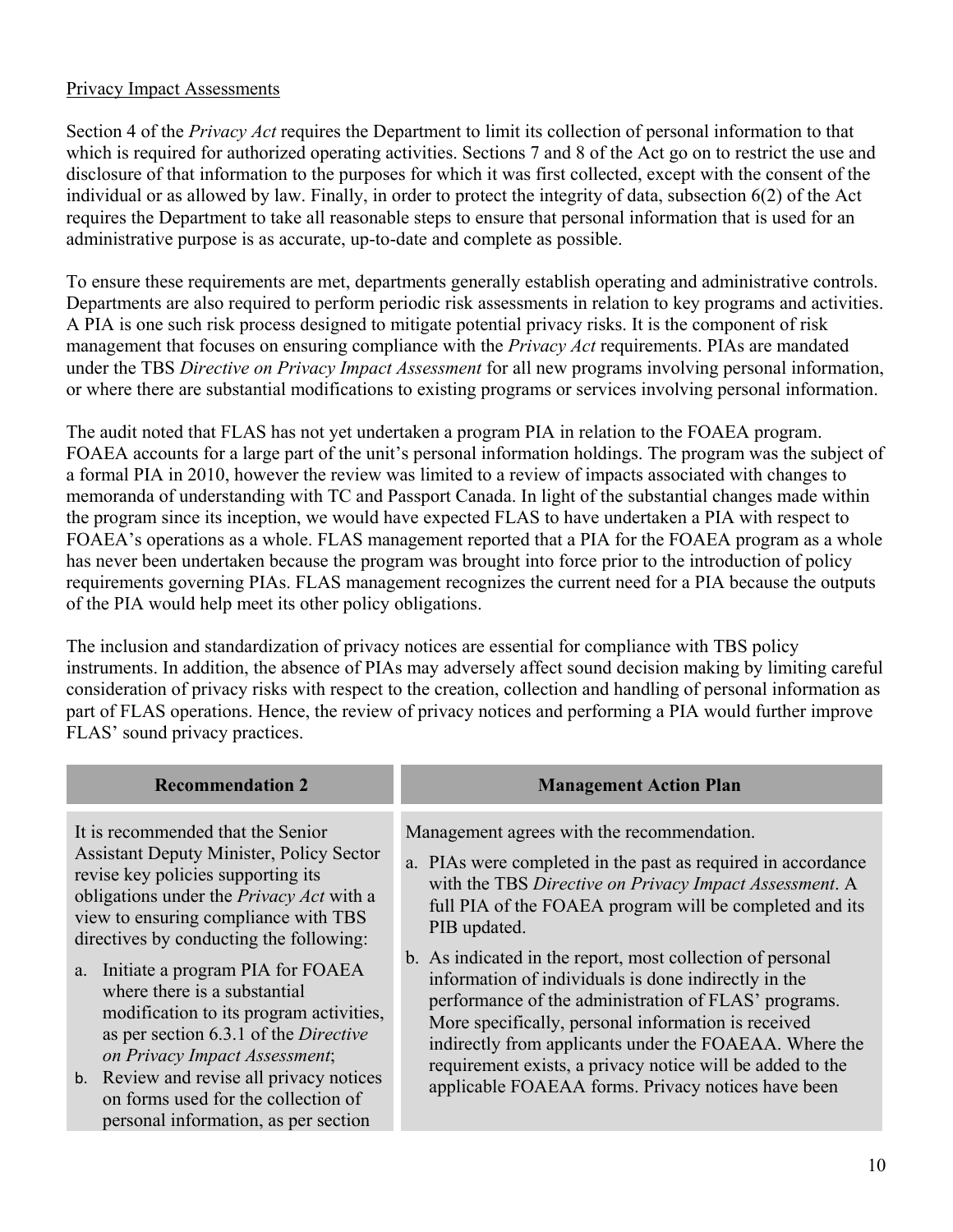Privacy Impact Assessments

Section 4 of the *Privacy Act* requires the Department to limit its collection of personal information to that which is required for authorized operating activities. Sections 7 and 8 of the Act go on to restrict the use and disclosure of that information to the purposes for which it was first collected, except with the consent of the individual or as allowed by law. Finally, in order to protect the integrity of data, subsection 6(2) of the Act requires the Department to take all reasonable steps to ensure that personal information that is used for an administrative purpose is as accurate, up-to-date and complete as possible.

To ensure these requirements are met, departments generally establish operating and administrative controls. Departments are also required to perform periodic risk assessments in relation to key programs and activities. A PIA is one such risk process designed to mitigate potential privacy risks. It is the component of risk management that focuses on ensuring compliance with the *Privacy Act* requirements. PIAs are mandated under the TBS *Directive on Privacy Impact Assessment* for all new programs involving personal information, or where there are substantial modifications to existing programs or services involving personal information.

The audit noted that FLAS has not yet undertaken a program PIA in relation to the FOAEA program. FOAEA accounts for a large part of the unit's personal information holdings. The program was the subject of a formal PIA in 2010, however the review was limited to a review of impacts associated with changes to memoranda of understanding with TC and Passport Canada. In light of the substantial changes made within the program since its inception, we would have expected FLAS to have undertaken a PIA with respect to FOAEA's operations as a whole. FLAS management reported that a PIA for the FOAEA program as a whole has never been undertaken because the program was brought into force prior to the introduction of policy requirements governing PIAs. FLAS management recognizes the current need for a PIA because the outputs of the PIA would help meet its other policy obligations.

The inclusion and standardization of privacy notices are essential for compliance with TBS policy instruments. In addition, the absence of PIAs may adversely affect sound decision making by limiting careful consideration of privacy risks with respect to the creation, collection and handling of personal information as part of FLAS operations. Hence, the review of privacy notices and performing a PIA would further improve FLAS' sound privacy practices.

| Recommendation 2 | Management Action Plan |
| --- | --- |
| It is recommended that the Senior Assistant Deputy Minister, Policy Sector revise key policies supporting its obligations under the *Privacy Act* with a view to ensuring compliance with TBS directives by conducting the following:<br><br>a. Initiate a program PIA for FOAEA where there is a substantial modification to its program activities, as per section 6.3.1 of the *Directive on Privacy Impact Assessment*;<br>b. Review and revise all privacy notices on forms used for the collection of personal information, as per section | Management agrees with the recommendation.<br><br>a. PIAs were completed in the past as required in accordance with the TBS *Directive on Privacy Impact Assessment*. A full PIA of the FOAEA program will be completed and its PIB updated.<br><br>b. As indicated in the report, most collection of personal information of individuals is done indirectly in the performance of the administration of FLAS' programs. More specifically, personal information is received indirectly from applicants under the FOAEAA. Where the requirement exists, a privacy notice will be added to the applicable FOAEAA forms. Privacy notices have been |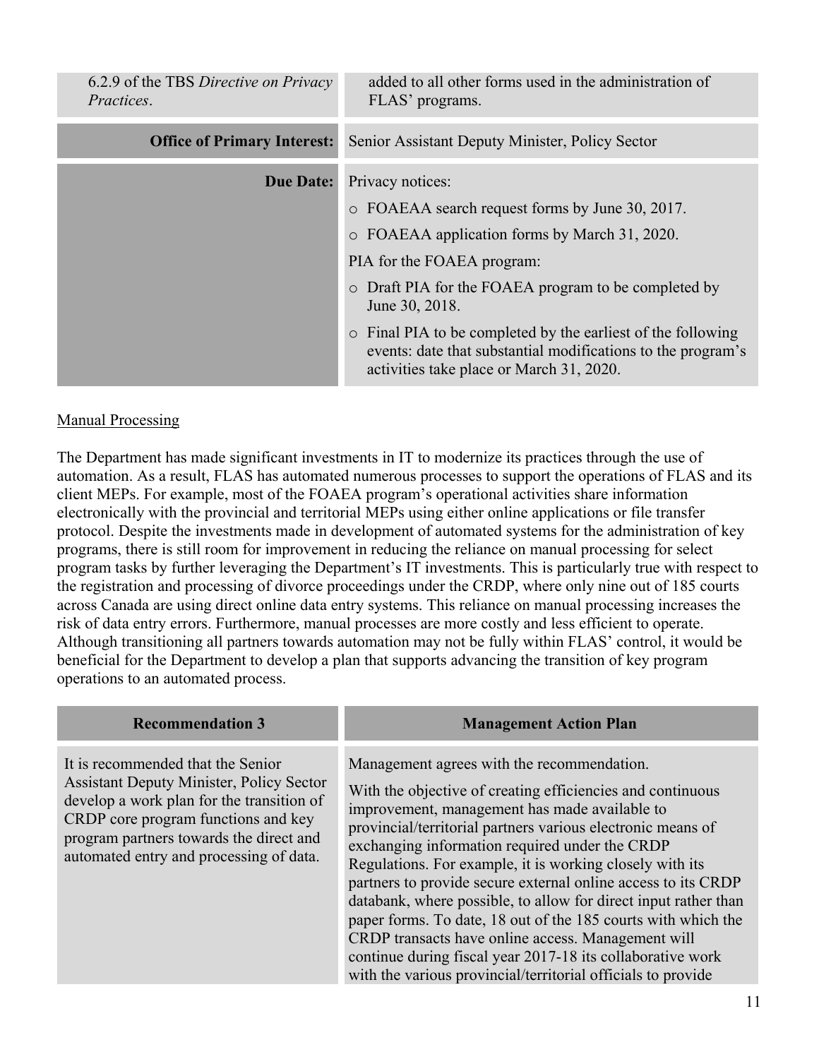| 6.2.9 of the TBS *Directive on Privacy Practices*. | added to all other forms used in the administration of FLAS' programs. |
|---|---|
| **Office of Primary Interest:** | Senior Assistant Deputy Minister, Policy Sector |
| **Due Date:** | Privacy notices:<br>o FOAEAA search request forms by June 30, 2017.<br>o FOAEAA application forms by March 31, 2020.<br>PIA for the FOAEA program:<br>o Draft PIA for the FOAEA program to be completed by June 30, 2018.<br>o Final PIA to be completed by the earliest of the following events: date that substantial modifications to the program's activities take place or March 31, 2020. |

Manual Processing

The Department has made significant investments in IT to modernize its practices through the use of automation. As a result, FLAS has automated numerous processes to support the operations of FLAS and its client MEPs. For example, most of the FOAEA program's operational activities share information electronically with the provincial and territorial MEPs using either online applications or file transfer protocol. Despite the investments made in development of automated systems for the administration of key programs, there is still room for improvement in reducing the reliance on manual processing for select program tasks by further leveraging the Department's IT investments. This is particularly true with respect to the registration and processing of divorce proceedings under the CRDP, where only nine out of 185 courts across Canada are using direct online data entry systems. This reliance on manual processing increases the risk of data entry errors. Furthermore, manual processes are more costly and less efficient to operate. Although transitioning all partners towards automation may not be fully within FLAS' control, it would be beneficial for the Department to develop a plan that supports advancing the transition of key program operations to an automated process.

| Recommendation 3 | Management Action Plan |
|---|---|
| It is recommended that the Senior Assistant Deputy Minister, Policy Sector develop a work plan for the transition of CRDP core program functions and key program partners towards the direct and automated entry and processing of data. | Management agrees with the recommendation.<br>With the objective of creating efficiencies and continuous improvement, management has made available to provincial/territorial partners various electronic means of exchanging information required under the CRDP Regulations. For example, it is working closely with its partners to provide secure external online access to its CRDP databank, where possible, to allow for direct input rather than paper forms. To date, 18 out of the 185 courts with which the CRDP transacts have online access. Management will continue during fiscal year 2017-18 its collaborative work with the various provincial/territorial officials to provide |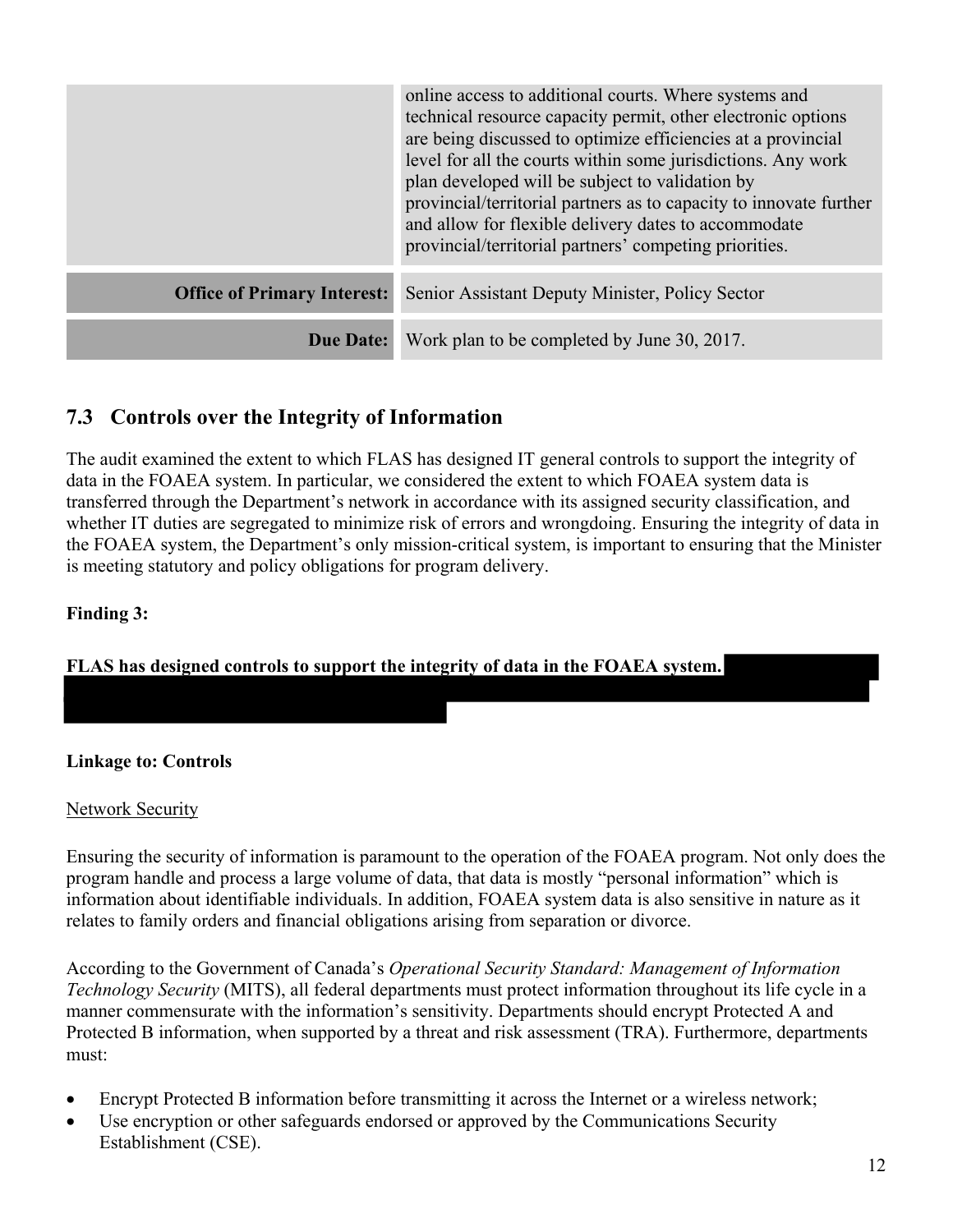| | |
|---|---|
| | online access to additional courts. Where systems and technical resource capacity permit, other electronic options are being discussed to optimize efficiencies at a provincial level for all the courts within some jurisdictions. Any work plan developed will be subject to validation by provincial/territorial partners as to capacity to innovate further and allow for flexible delivery dates to accommodate provincial/territorial partners' competing priorities. |
| **Office of Primary Interest:** | Senior Assistant Deputy Minister, Policy Sector |
| **Due Date:** | Work plan to be completed by June 30, 2017. |

## 7.3 Controls over the Integrity of Information

The audit examined the extent to which FLAS has designed IT general controls to support the integrity of data in the FOAEA system. In particular, we considered the extent to which FOAEA system data is transferred through the Department's network in accordance with its assigned security classification, and whether IT duties are segregated to minimize risk of errors and wrongdoing. Ensuring the integrity of data in the FOAEA system, the Department's only mission-critical system, is important to ensuring that the Minister is meeting statutory and policy obligations for program delivery.

**Finding 3:**

**FLAS has designed controls to support the integrity of data in the FOAEA system.**

**Linkage to: Controls**

Network Security

Ensuring the security of information is paramount to the operation of the FOAEA program. Not only does the program handle and process a large volume of data, that data is mostly "personal information" which is information about identifiable individuals. In addition, FOAEA system data is also sensitive in nature as it relates to family orders and financial obligations arising from separation or divorce.

According to the Government of Canada's *Operational Security Standard: Management of Information Technology Security* (MITS), all federal departments must protect information throughout its life cycle in a manner commensurate with the information's sensitivity. Departments should encrypt Protected A and Protected B information, when supported by a threat and risk assessment (TRA). Furthermore, departments must:

- Encrypt Protected B information before transmitting it across the Internet or a wireless network;
- Use encryption or other safeguards endorsed or approved by the Communications Security Establishment (CSE).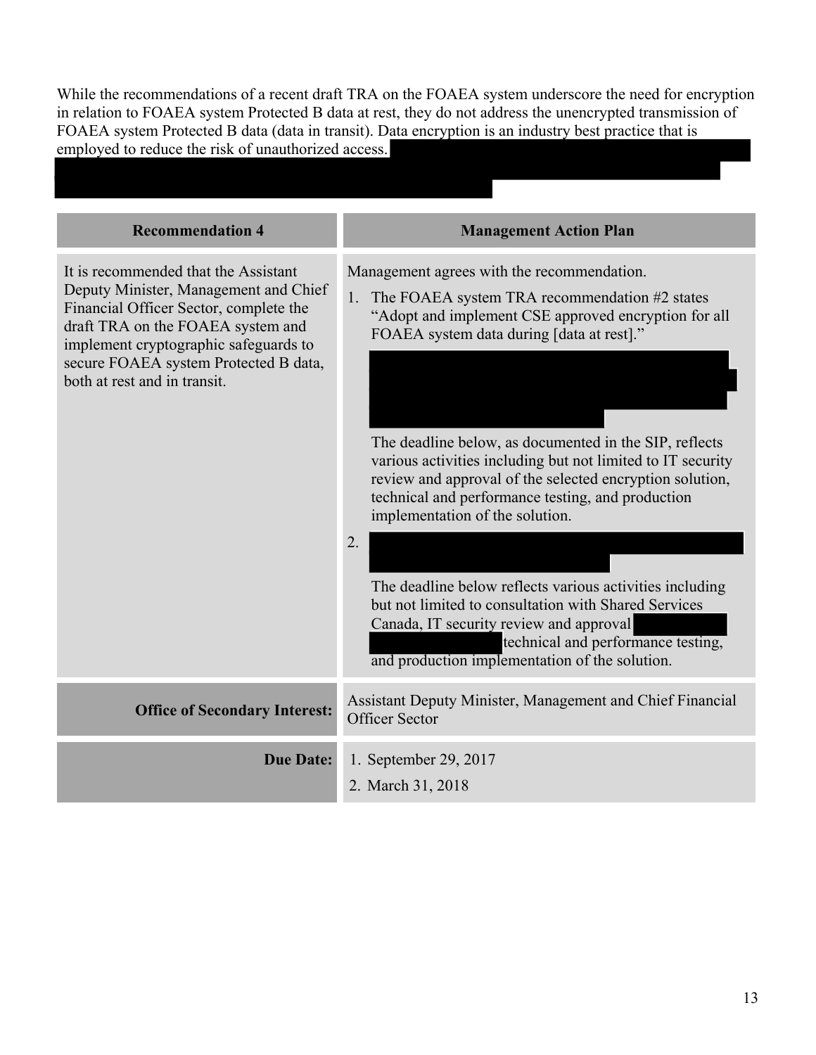While the recommendations of a recent draft TRA on the FOAEA system underscore the need for encryption in relation to FOAEA system Protected B data at rest, they do not address the unencrypted transmission of FOAEA system Protected B data (data in transit). Data encryption is an industry best practice that is employed to reduce the risk of unauthorized access.

| Recommendation 4 | Management Action Plan |
|---|---|
| It is recommended that the Assistant Deputy Minister, Management and Chief Financial Officer Sector, complete the draft TRA on the FOAEA system and implement cryptographic safeguards to secure FOAEA system Protected B data, both at rest and in transit. | Management agrees with the recommendation.<br><br>1. The FOAEA system TRA recommendation #2 states "Adopt and implement CSE approved encryption for all FOAEA system data during [data at rest]."<br><br>The deadline below, as documented in the SIP, reflects various activities including but not limited to IT security review and approval of the selected encryption solution, technical and performance testing, and production implementation of the solution.<br><br>2.<br><br>The deadline below reflects various activities including but not limited to consultation with Shared Services Canada, IT security review and approval technical and performance testing, and production implementation of the solution. |
| **Office of Secondary Interest:** | Assistant Deputy Minister, Management and Chief Financial Officer Sector |
| **Due Date:** | 1. September 29, 2017<br>2. March 31, 2018 |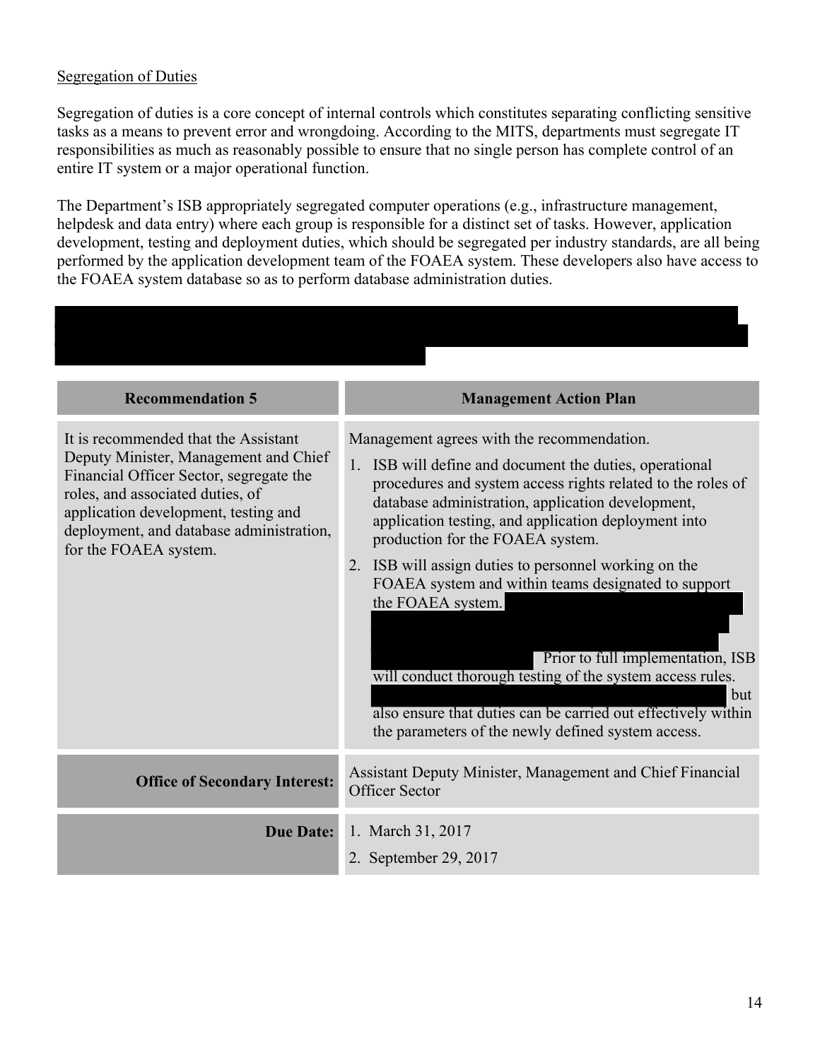Segregation of Duties

Segregation of duties is a core concept of internal controls which constitutes separating conflicting sensitive tasks as a means to prevent error and wrongdoing. According to the MITS, departments must segregate IT responsibilities as much as reasonably possible to ensure that no single person has complete control of an entire IT system or a major operational function.

The Department's ISB appropriately segregated computer operations (e.g., infrastructure management, helpdesk and data entry) where each group is responsible for a distinct set of tasks. However, application development, testing and deployment duties, which should be segregated per industry standards, are all being performed by the application development team of the FOAEA system. These developers also have access to the FOAEA system database so as to perform database administration duties.

| Recommendation 5 | Management Action Plan |
| --- | --- |
| It is recommended that the Assistant Deputy Minister, Management and Chief Financial Officer Sector, segregate the roles, and associated duties, of application development, testing and deployment, and database administration, for the FOAEA system. | Management agrees with the recommendation.<br>1. ISB will define and document the duties, operational procedures and system access rights related to the roles of database administration, application development, application testing, and application deployment into production for the FOAEA system.<br>2. ISB will assign duties to personnel working on the FOAEA system and within teams designated to support the FOAEA system. Prior to full implementation, ISB will conduct thorough testing of the system access rules. but also ensure that duties can be carried out effectively within the parameters of the newly defined system access. |
| **Office of Secondary Interest:** | Assistant Deputy Minister, Management and Chief Financial Officer Sector |
| **Due Date:** | 1. March 31, 2017<br>2. September 29, 2017 |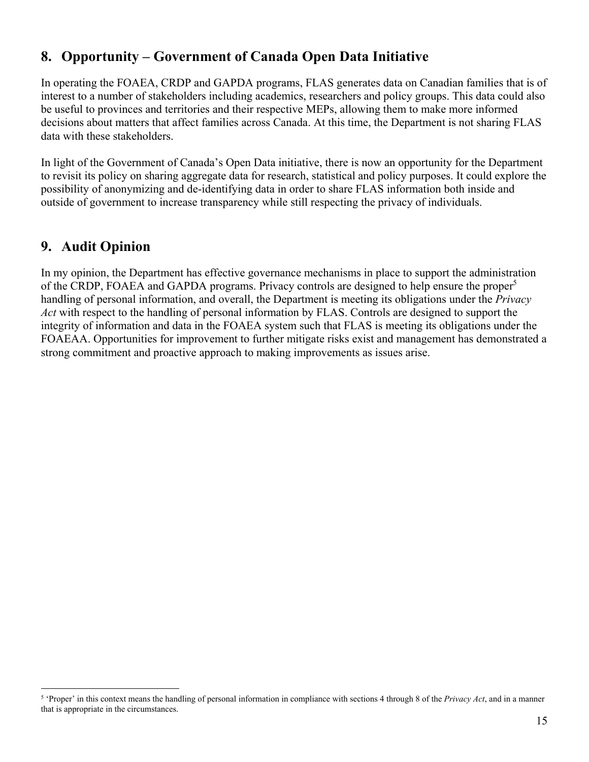## 8. Opportunity – Government of Canada Open Data Initiative

In operating the FOAEA, CRDP and GAPDA programs, FLAS generates data on Canadian families that is of interest to a number of stakeholders including academics, researchers and policy groups. This data could also be useful to provinces and territories and their respective MEPs, allowing them to make more informed decisions about matters that affect families across Canada. At this time, the Department is not sharing FLAS data with these stakeholders.

In light of the Government of Canada's Open Data initiative, there is now an opportunity for the Department to revisit its policy on sharing aggregate data for research, statistical and policy purposes. It could explore the possibility of anonymizing and de-identifying data in order to share FLAS information both inside and outside of government to increase transparency while still respecting the privacy of individuals.

## 9. Audit Opinion

In my opinion, the Department has effective governance mechanisms in place to support the administration of the CRDP, FOAEA and GAPDA programs. Privacy controls are designed to help ensure the proper[5] handling of personal information, and overall, the Department is meeting its obligations under the *Privacy Act* with respect to the handling of personal information by FLAS. Controls are designed to support the integrity of information and data in the FOAEA system such that FLAS is meeting its obligations under the FOAEAA. Opportunities for improvement to further mitigate risks exist and management has demonstrated a strong commitment and proactive approach to making improvements as issues arise.

---

[5] 'Proper' in this context means the handling of personal information in compliance with sections 4 through 8 of the *Privacy Act*, and in a manner that is appropriate in the circumstances.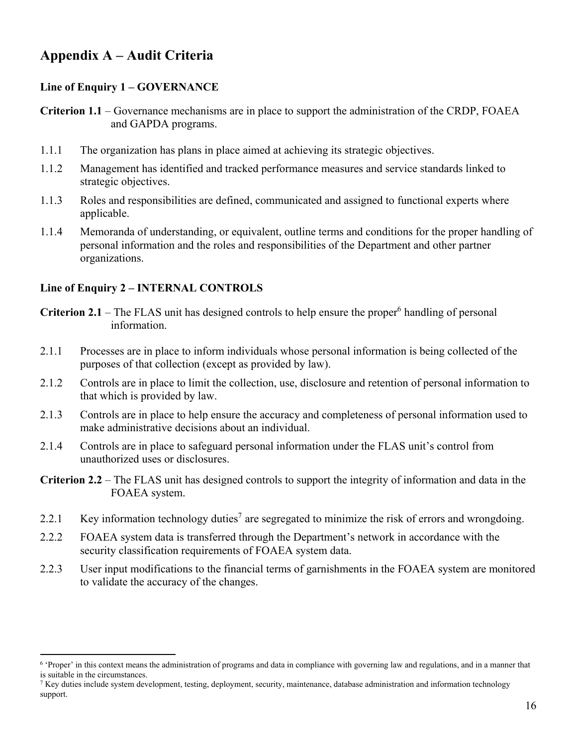## Appendix A – Audit Criteria

### Line of Enquiry 1 – GOVERNANCE

**Criterion 1.1** – Governance mechanisms are in place to support the administration of the CRDP, FOAEA and GAPDA programs.

1.1.1 The organization has plans in place aimed at achieving its strategic objectives.

1.1.2 Management has identified and tracked performance measures and service standards linked to strategic objectives.

1.1.3 Roles and responsibilities are defined, communicated and assigned to functional experts where applicable.

1.1.4 Memoranda of understanding, or equivalent, outline terms and conditions for the proper handling of personal information and the roles and responsibilities of the Department and other partner organizations.

### Line of Enquiry 2 – INTERNAL CONTROLS

**Criterion 2.1** – The FLAS unit has designed controls to help ensure the proper[6] handling of personal information.

2.1.1 Processes are in place to inform individuals whose personal information is being collected of the purposes of that collection (except as provided by law).

2.1.2 Controls are in place to limit the collection, use, disclosure and retention of personal information to that which is provided by law.

2.1.3 Controls are in place to help ensure the accuracy and completeness of personal information used to make administrative decisions about an individual.

2.1.4 Controls are in place to safeguard personal information under the FLAS unit's control from unauthorized uses or disclosures.

**Criterion 2.2** – The FLAS unit has designed controls to support the integrity of information and data in the FOAEA system.

2.2.1 Key information technology duties[7] are segregated to minimize the risk of errors and wrongdoing.

2.2.2 FOAEA system data is transferred through the Department's network in accordance with the security classification requirements of FOAEA system data.

2.2.3 User input modifications to the financial terms of garnishments in the FOAEA system are monitored to validate the accuracy of the changes.

---

[6] 'Proper' in this context means the administration of programs and data in compliance with governing law and regulations, and in a manner that is suitable in the circumstances.

[7] Key duties include system development, testing, deployment, security, maintenance, database administration and information technology support.